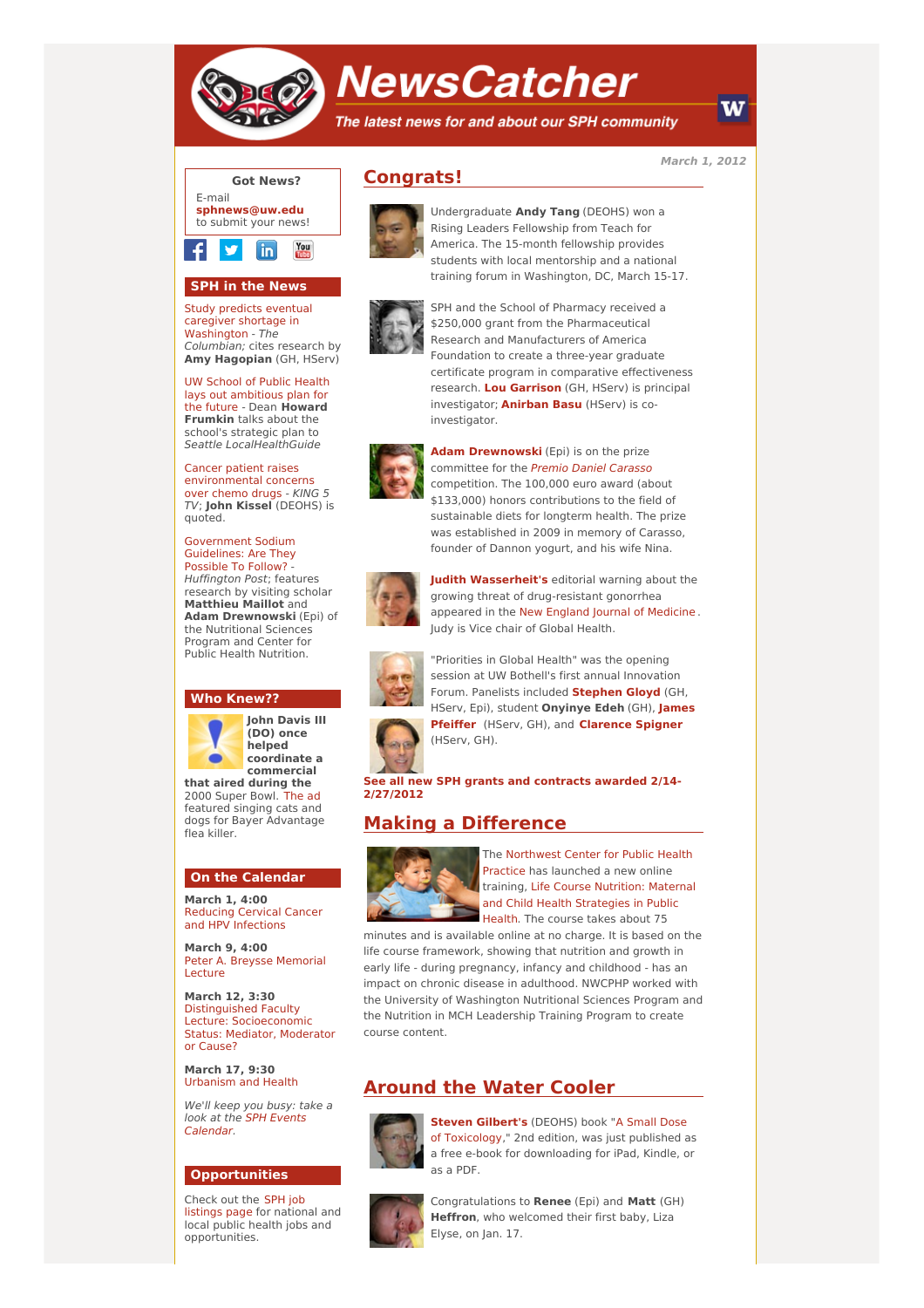# NewsCatcher

*The latest news for and about our SPH community*

*March 1, 2012*

## Congrats!

Undergraduate **Andy Tang** (DEOHS) won a Rising Leaders Fellowship from Teach for America. The 15-month fellowship provides students with local mentorship and a national training forum in Washington, DC, March 15-17.

SPH and the School of Pharmacy received a $250,000 grant from the Pharmaceutical Research and Manufacturers of America Foundation to create a three-year graduate certificate program in comparative effectiveness research. **Lou Garrison** (GH, HServ) is principal investigator; **Anirban Basu** (HServ) is co-investigator.

**Adam Drewnowski** (Epi) is on the prize committee for the *Premio Daniel Carasso* competition. The 100,000 euro award (about $133,000) honors contributions to the field of sustainable diets for longterm health. The prize was established in 2009 in memory of Carasso, founder of Dannon yogurt, and his wife Nina.

**Judith Wasserheit's** editorial warning about the growing threat of drug-resistant gonorrhea appeared in the New England Journal of Medicine. Judy is Vice chair of Global Health.

"Priorities in Global Health" was the opening session at UW Bothell's first annual Innovation Forum. Panelists included **Stephen Gloyd** (GH, HServ, Epi), student **Onyinye Edeh** (GH), **James Pfeiffer** (HServ, GH), and **Clarence Spigner** (HServ, GH).

**See all new SPH grants and contracts awarded 2/14-2/27/2012**

## Making a Difference

The Northwest Center for Public Health Practice has launched a new online training, Life Course Nutrition: Maternal and Child Health Strategies in Public Health. The course takes about 75 minutes and is available online at no charge. It is based on the life course framework, showing that nutrition and growth in early life - during pregnancy, infancy and childhood - has an impact on chronic disease in adulthood. NWCPHP worked with the University of Washington Nutritional Sciences Program and the Nutrition in MCH Leadership Training Program to create course content.

## Around the Water Cooler

**Steven Gilbert's** (DEOHS) book "A Small Dose of Toxicology," 2nd edition, was just published as a free e-book for downloading for iPad, Kindle, or as a PDF.

Congratulations to **Renee** (Epi) and **Matt** (GH) **Heffron**, who welcomed their first baby, Liza Elyse, on Jan. 17.

---

### Got News?

E-mail **sphnews@uw.edu** to submit your news!

### SPH in the News

Study predicts eventual caregiver shortage in Washington - *The Columbian*; cites research by **Amy Hagopian** (GH, HServ)

UW School of Public Health lays out ambitious plan for the future - Dean **Howard Frumkin** talks about the school's strategic plan to *Seattle LocalHealthGuide*

Cancer patient raises environmental concerns over chemo drugs - *KING 5 TV*; **John Kissel** (DEOHS) is quoted.

Government Sodium Guidelines: Are They Possible To Follow? - *Huffington Post*; features research by visiting scholar **Matthieu Maillot** and **Adam Drewnowski** (Epi) of the Nutritional Sciences Program and Center for Public Health Nutrition.

### Who Knew??

**John Davis III (DO) once helped coordinate a commercial that aired during the** 2000 Super Bowl. The ad featured singing cats and dogs for Bayer Advantage flea killer.

### On the Calendar

**March 1, 4:00**
Reducing Cervical Cancer and HPV Infections

**March 9, 4:00**
Peter A. Breysse Memorial Lecture

**March 12, 3:30**
Distinguished Faculty Lecture: Socioeconomic Status: Mediator, Moderator or Cause?

**March 17, 9:30**
Urbanism and Health

*We'll keep you busy: take a look at the SPH Events Calendar.*

### Opportunities

Check out the SPH job listings page for national and local public health jobs and opportunities.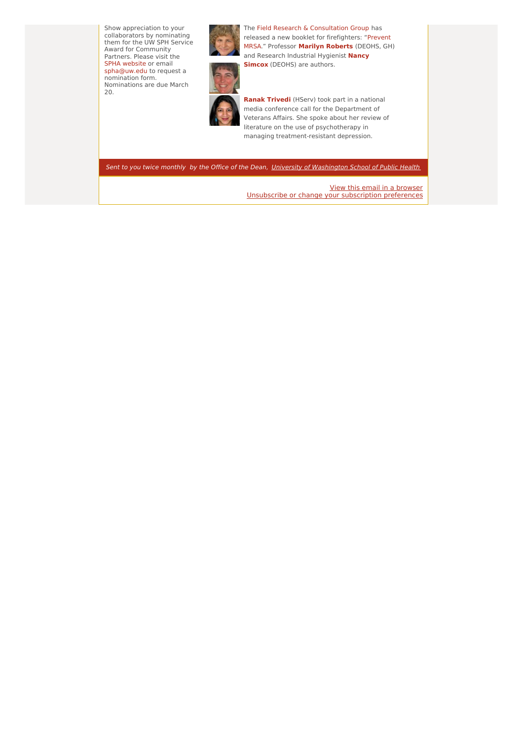Show appreciation to your collaborators by nominating them for the UW SPH Service Award for Community Partners. Please visit the SPHA website or email spha@uw.edu to request a nomination form. Nominations are due March 20.

The Field Research & Consultation Group has released a new booklet for firefighters: "Prevent MRSA." Professor **Marilyn Roberts** (DEOHS, GH) and Research Industrial Hygienist **Nancy Simcox** (DEOHS) are authors.

**Ranak Trivedi** (HServ) took part in a national media conference call for the Department of Veterans Affairs. She spoke about her review of literature on the use of psychotherapy in managing treatment-resistant depression.

*Sent to you twice monthly by the Office of the Dean, University of Washington School of Public Health*

View this email in a browser
Unsubscribe or change your subscription preferences